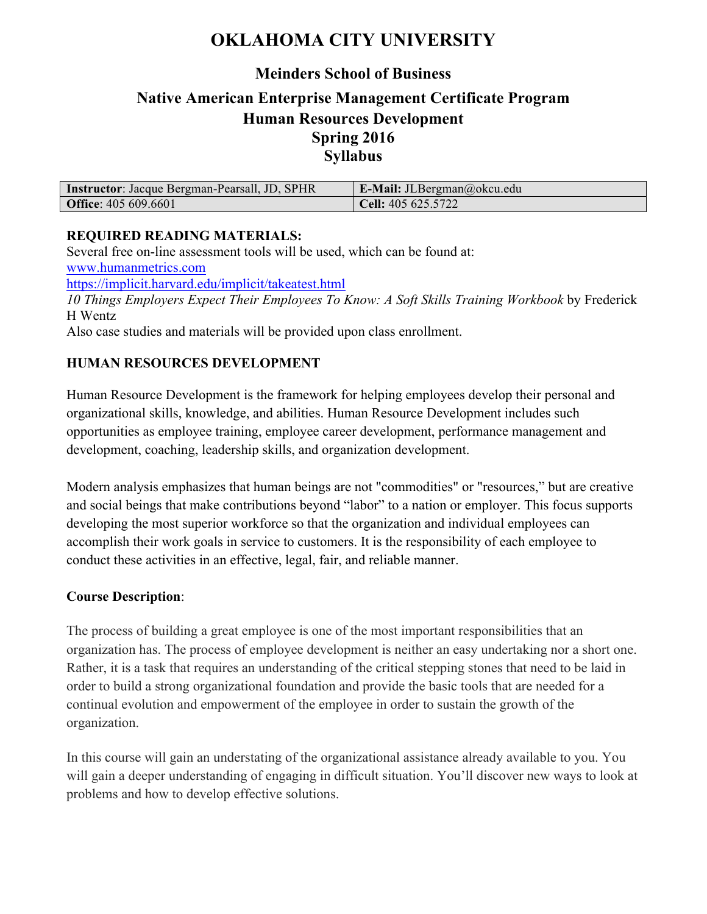# OKLAHOMA CITY UNIVERSITY

## Meinders School of Business

## Native American Enterprise Management Certificate Program
## Human Resources Development
## Spring 2016
## Syllabus

| **Instructor**: Jacque Bergman-Pearsall, JD, SPHR | **E-Mail:** JLBergman@okcu.edu |
|---|---|
| **Office**: 405 609.6601 | **Cell:** 405 625.5722 |

**REQUIRED READING MATERIALS:**
Several free on-line assessment tools will be used, which can be found at:
www.humanmetrics.com
https://implicit.harvard.edu/implicit/takeatest.html
*10 Things Employers Expect Their Employees To Know: A Soft Skills Training Workbook* by Frederick H Wentz
Also case studies and materials will be provided upon class enrollment.

**HUMAN RESOURCES DEVELOPMENT**

Human Resource Development is the framework for helping employees develop their personal and organizational skills, knowledge, and abilities. Human Resource Development includes such opportunities as employee training, employee career development, performance management and development, coaching, leadership skills, and organization development.

Modern analysis emphasizes that human beings are not "commodities" or "resources," but are creative and social beings that make contributions beyond "labor" to a nation or employer. This focus supports developing the most superior workforce so that the organization and individual employees can accomplish their work goals in service to customers. It is the responsibility of each employee to conduct these activities in an effective, legal, fair, and reliable manner.

**Course Description**:

The process of building a great employee is one of the most important responsibilities that an organization has. The process of employee development is neither an easy undertaking nor a short one. Rather, it is a task that requires an understanding of the critical stepping stones that need to be laid in order to build a strong organizational foundation and provide the basic tools that are needed for a continual evolution and empowerment of the employee in order to sustain the growth of the organization.

In this course will gain an understating of the organizational assistance already available to you. You will gain a deeper understanding of engaging in difficult situation. You'll discover new ways to look at problems and how to develop effective solutions.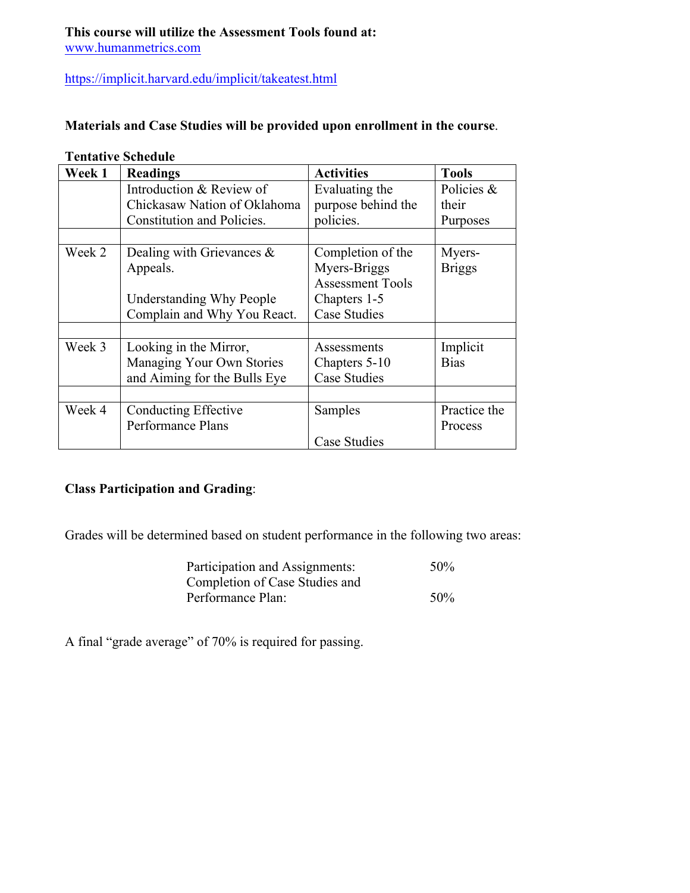**This course will utilize the Assessment Tools found at:**
www.humanmetrics.com

https://implicit.harvard.edu/implicit/takeatest.html

**Materials and Case Studies will be provided upon enrollment in the course**.

**Tentative Schedule**

| **Week 1** | **Readings** | **Activities** | **Tools** |
|---|---|---|---|
| | Introduction & Review of Chickasaw Nation of Oklahoma Constitution and Policies. | Evaluating the purpose behind the policies. | Policies & their Purposes |
| | | | |
| Week 2 | Dealing with Grievances & Appeals.<br><br>Understanding Why People Complain and Why You React. | Completion of the Myers-Briggs Assessment Tools<br>Chapters 1-5<br>Case Studies | Myers-Briggs |
| | | | |
| Week 3 | Looking in the Mirror, Managing Your Own Stories and Aiming for the Bulls Eye | Assessments<br>Chapters 5-10<br>Case Studies | Implicit Bias |
| | | | |
| Week 4 | Conducting Effective Performance Plans | Samples<br><br>Case Studies | Practice the Process |

**Class Participation and Grading**:

Grades will be determined based on student performance in the following two areas:

| | |
|---|---|
| Participation and Assignments: | 50% |
| Completion of Case Studies and Performance Plan: | 50% |

A final "grade average" of 70% is required for passing.